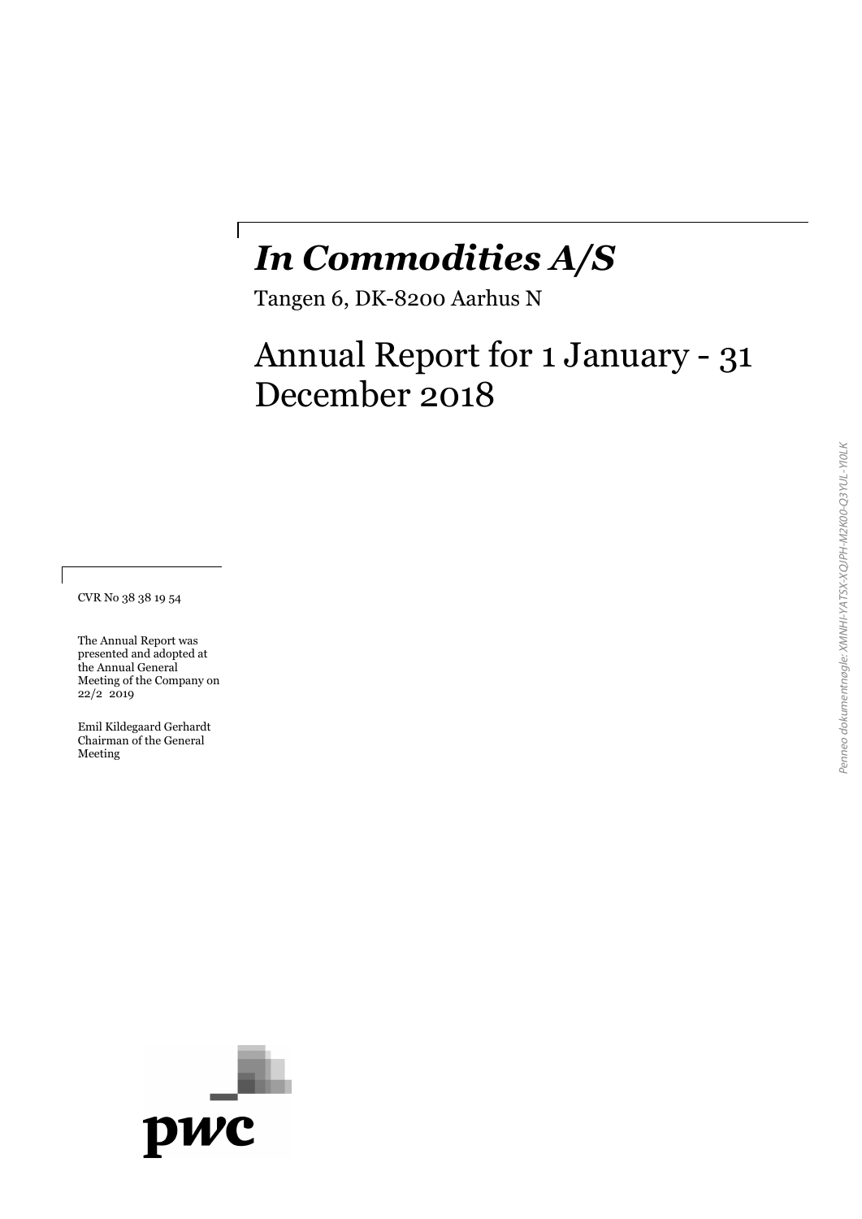# *In Commodities A/S*

Tangen 6, DK-8200 Aarhus N

## Annual Report for 1 January - 31 December 2018

CVR No 38 38 19 54

The Annual Report was presented and adopted at the Annual General Meeting of the Company on 22/2 2019

Emil Kildegaard Gerhardt
Chairman of the General Meeting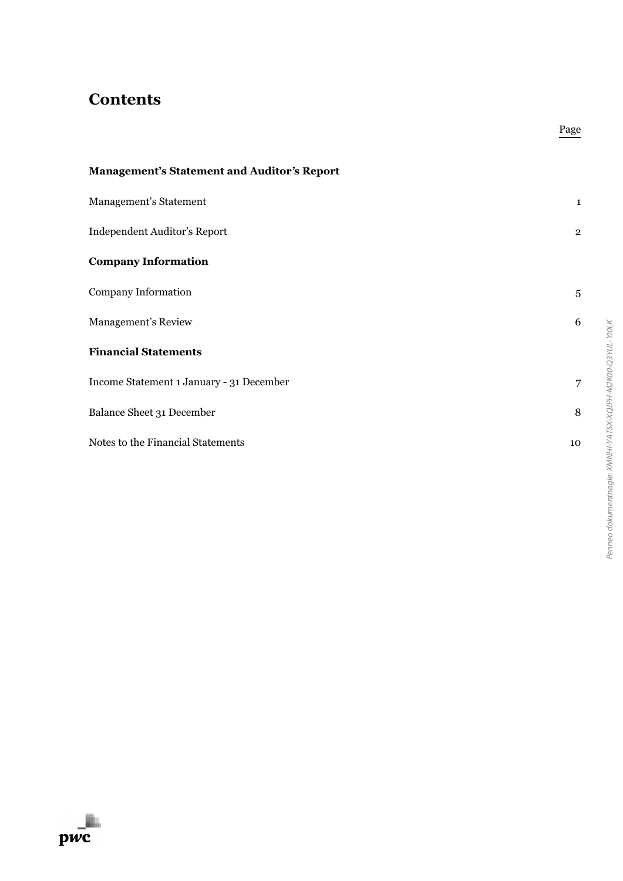# Contents

| | Page |
|---|---|
| **Management's Statement and Auditor's Report** | |
| Management's Statement | 1 |
| Independent Auditor's Report | 2 |
| **Company Information** | |
| Company Information | 5 |
| Management's Review | 6 |
| **Financial Statements** | |
| Income Statement 1 January - 31 December | 7 |
| Balance Sheet 31 December | 8 |
| Notes to the Financial Statements | 10 |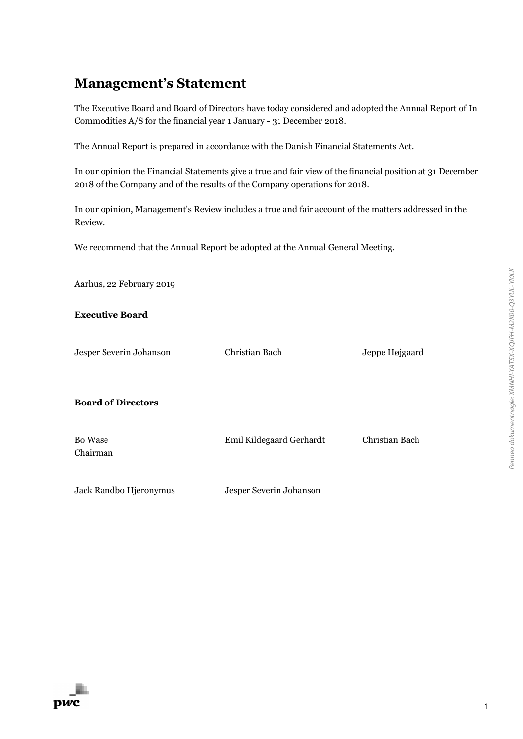# Management's Statement

The Executive Board and Board of Directors have today considered and adopted the Annual Report of In Commodities A/S for the financial year 1 January - 31 December 2018.

The Annual Report is prepared in accordance with the Danish Financial Statements Act.

In our opinion the Financial Statements give a true and fair view of the financial position at 31 December 2018 of the Company and of the results of the Company operations for 2018.

In our opinion, Management's Review includes a true and fair account of the matters addressed in the Review.

We recommend that the Annual Report be adopted at the Annual General Meeting.

Aarhus, 22 February 2019

**Executive Board**

| | | |
|---|---|---|
| Jesper Severin Johanson | Christian Bach | Jeppe Højgaard |

**Board of Directors**

| | | |
|---|---|---|
| Bo Wase<br>Chairman | Emil Kildegaard Gerhardt | Christian Bach |
| Jack Randbo Hjeronymus | Jesper Severin Johanson | |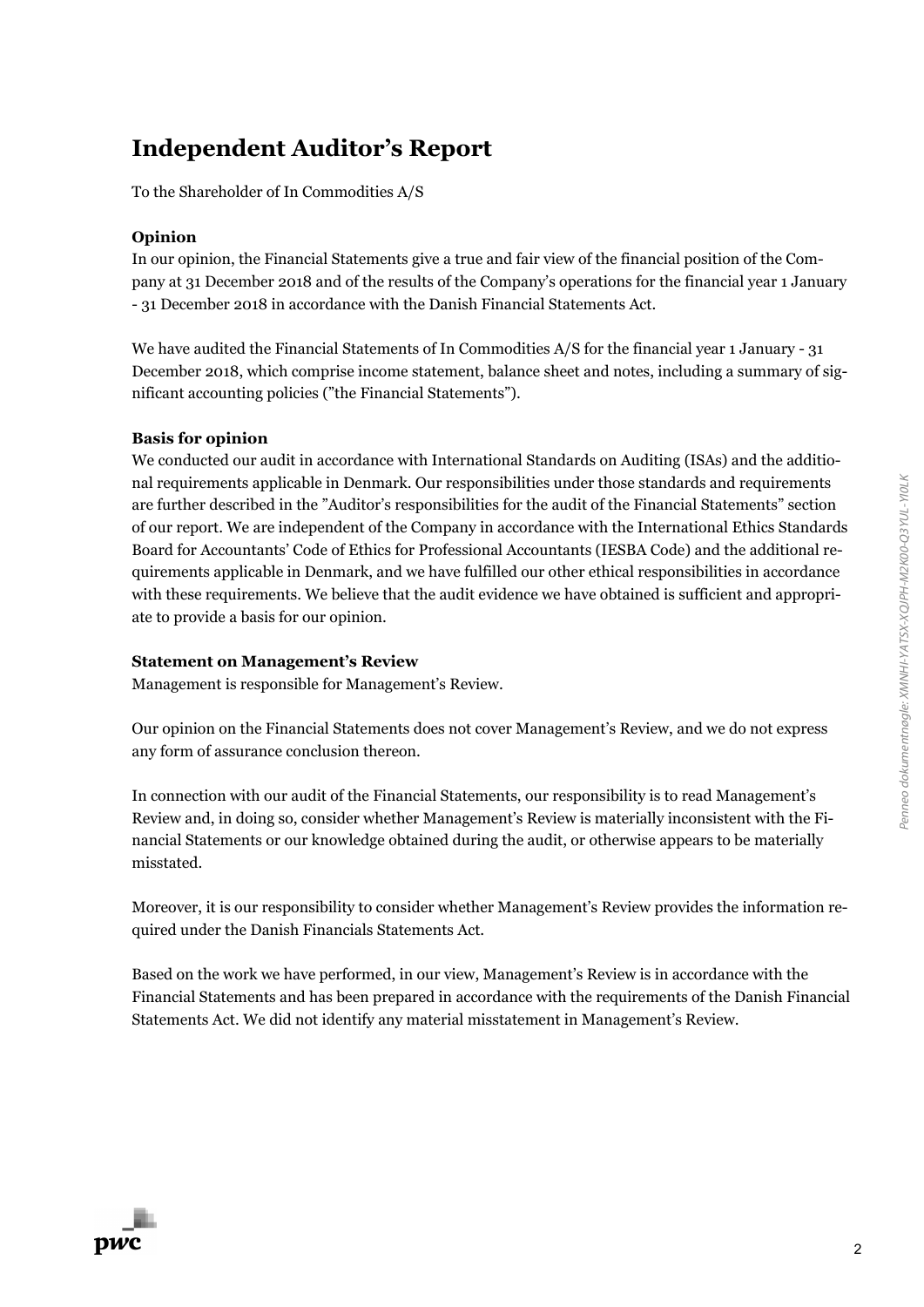# Independent Auditor's Report

To the Shareholder of In Commodities A/S

**Opinion**

In our opinion, the Financial Statements give a true and fair view of the financial position of the Company at 31 December 2018 and of the results of the Company's operations for the financial year 1 January - 31 December 2018 in accordance with the Danish Financial Statements Act.

We have audited the Financial Statements of In Commodities A/S for the financial year 1 January - 31 December 2018, which comprise income statement, balance sheet and notes, including a summary of significant accounting policies ("the Financial Statements").

**Basis for opinion**

We conducted our audit in accordance with International Standards on Auditing (ISAs) and the additional requirements applicable in Denmark. Our responsibilities under those standards and requirements are further described in the "Auditor's responsibilities for the audit of the Financial Statements" section of our report. We are independent of the Company in accordance with the International Ethics Standards Board for Accountants' Code of Ethics for Professional Accountants (IESBA Code) and the additional requirements applicable in Denmark, and we have fulfilled our other ethical responsibilities in accordance with these requirements. We believe that the audit evidence we have obtained is sufficient and appropriate to provide a basis for our opinion.

**Statement on Management's Review**

Management is responsible for Management's Review.

Our opinion on the Financial Statements does not cover Management's Review, and we do not express any form of assurance conclusion thereon.

In connection with our audit of the Financial Statements, our responsibility is to read Management's Review and, in doing so, consider whether Management's Review is materially inconsistent with the Financial Statements or our knowledge obtained during the audit, or otherwise appears to be materially misstated.

Moreover, it is our responsibility to consider whether Management's Review provides the information required under the Danish Financials Statements Act.

Based on the work we have performed, in our view, Management's Review is in accordance with the Financial Statements and has been prepared in accordance with the requirements of the Danish Financial Statements Act. We did not identify any material misstatement in Management's Review.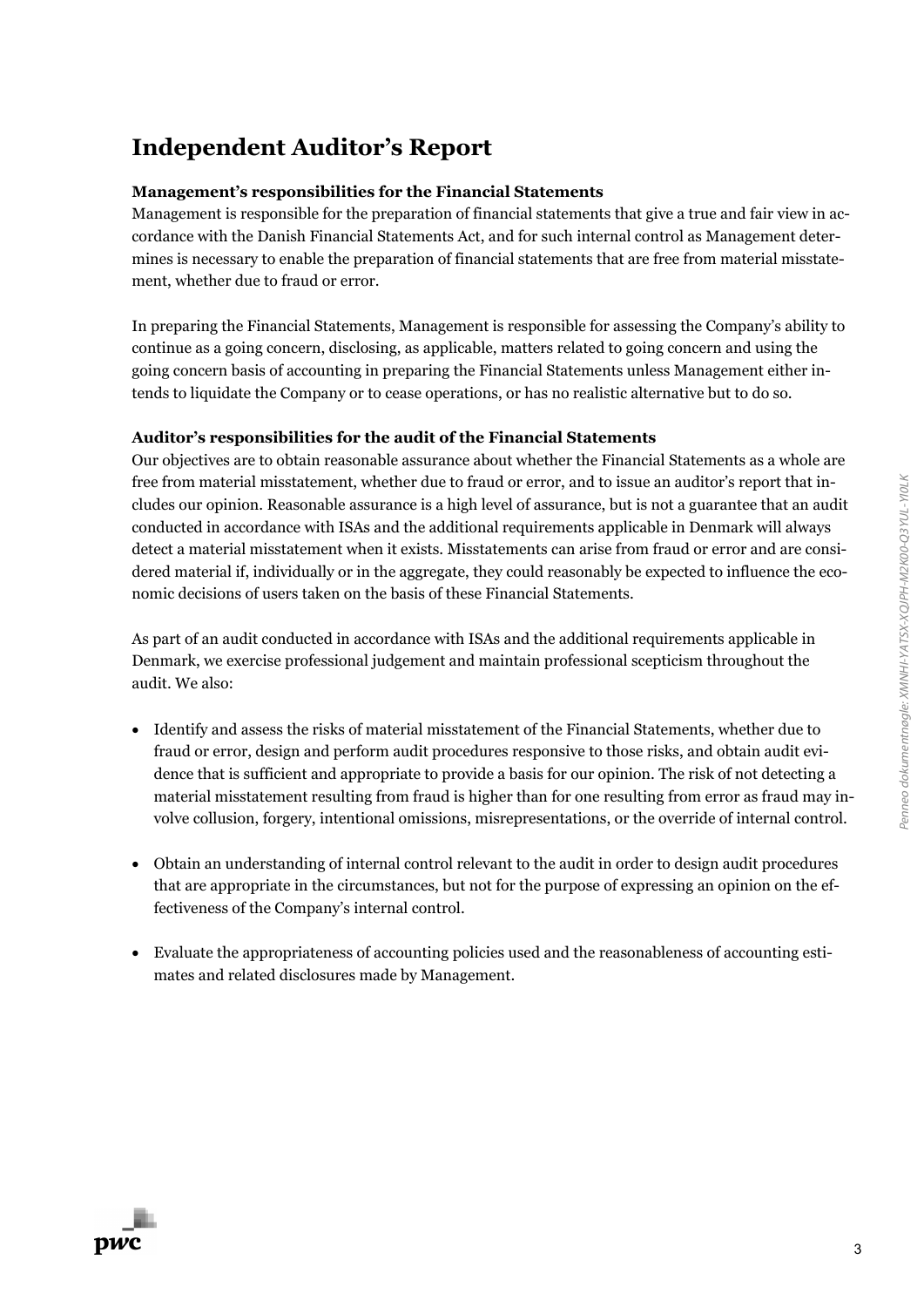# Independent Auditor's Report

**Management's responsibilities for the Financial Statements**

Management is responsible for the preparation of financial statements that give a true and fair view in accordance with the Danish Financial Statements Act, and for such internal control as Management determines is necessary to enable the preparation of financial statements that are free from material misstatement, whether due to fraud or error.

In preparing the Financial Statements, Management is responsible for assessing the Company's ability to continue as a going concern, disclosing, as applicable, matters related to going concern and using the going concern basis of accounting in preparing the Financial Statements unless Management either intends to liquidate the Company or to cease operations, or has no realistic alternative but to do so.

**Auditor's responsibilities for the audit of the Financial Statements**

Our objectives are to obtain reasonable assurance about whether the Financial Statements as a whole are free from material misstatement, whether due to fraud or error, and to issue an auditor's report that includes our opinion. Reasonable assurance is a high level of assurance, but is not a guarantee that an audit conducted in accordance with ISAs and the additional requirements applicable in Denmark will always detect a material misstatement when it exists. Misstatements can arise from fraud or error and are considered material if, individually or in the aggregate, they could reasonably be expected to influence the economic decisions of users taken on the basis of these Financial Statements.

As part of an audit conducted in accordance with ISAs and the additional requirements applicable in Denmark, we exercise professional judgement and maintain professional scepticism throughout the audit. We also:

- Identify and assess the risks of material misstatement of the Financial Statements, whether due to fraud or error, design and perform audit procedures responsive to those risks, and obtain audit evidence that is sufficient and appropriate to provide a basis for our opinion. The risk of not detecting a material misstatement resulting from fraud is higher than for one resulting from error as fraud may involve collusion, forgery, intentional omissions, misrepresentations, or the override of internal control.

- Obtain an understanding of internal control relevant to the audit in order to design audit procedures that are appropriate in the circumstances, but not for the purpose of expressing an opinion on the effectiveness of the Company's internal control.

- Evaluate the appropriateness of accounting policies used and the reasonableness of accounting estimates and related disclosures made by Management.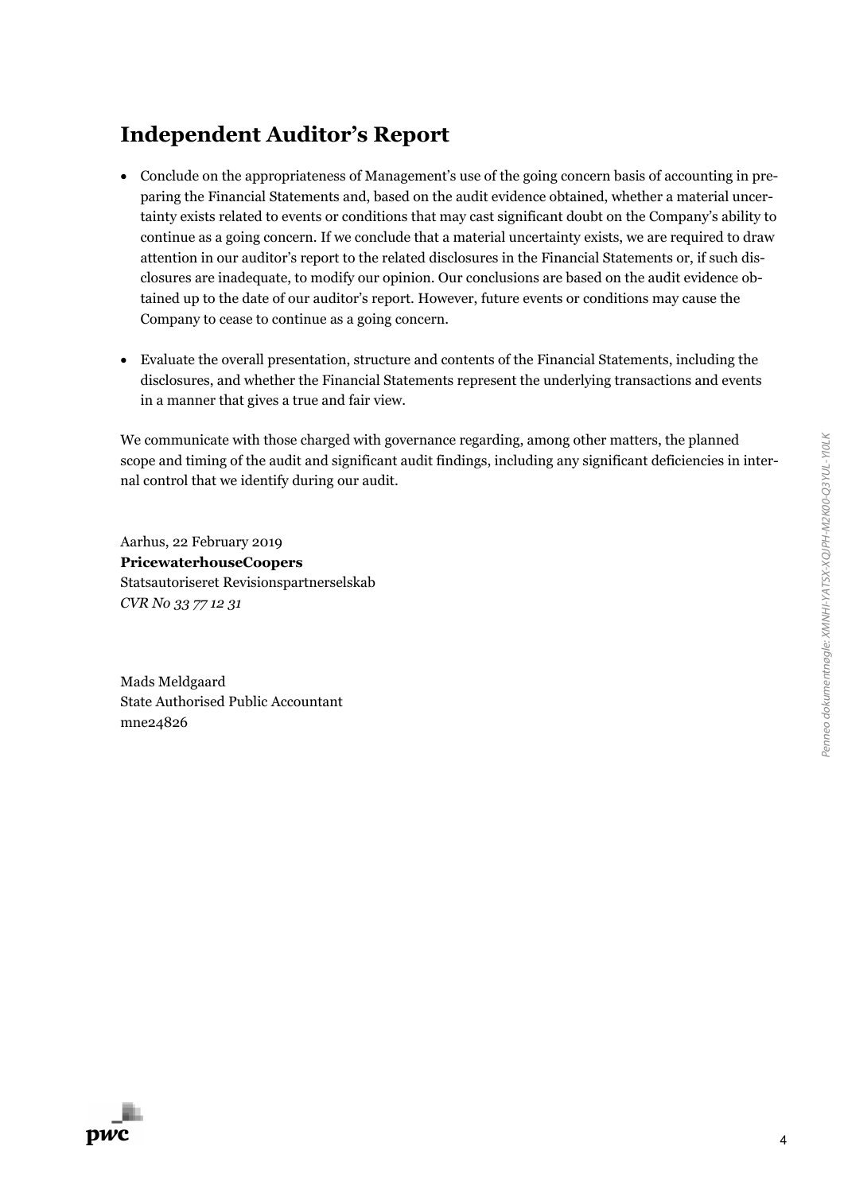## Independent Auditor's Report

- Conclude on the appropriateness of Management's use of the going concern basis of accounting in preparing the Financial Statements and, based on the audit evidence obtained, whether a material uncertainty exists related to events or conditions that may cast significant doubt on the Company's ability to continue as a going concern. If we conclude that a material uncertainty exists, we are required to draw attention in our auditor's report to the related disclosures in the Financial Statements or, if such disclosures are inadequate, to modify our opinion. Our conclusions are based on the audit evidence obtained up to the date of our auditor's report. However, future events or conditions may cause the Company to cease to continue as a going concern.

- Evaluate the overall presentation, structure and contents of the Financial Statements, including the disclosures, and whether the Financial Statements represent the underlying transactions and events in a manner that gives a true and fair view.

We communicate with those charged with governance regarding, among other matters, the planned scope and timing of the audit and significant audit findings, including any significant deficiencies in internal control that we identify during our audit.

Aarhus, 22 February 2019
**PricewaterhouseCoopers**
Statsautoriseret Revisionspartnerselskab
*CVR No 33 77 12 31*

Mads Meldgaard
State Authorised Public Accountant
mne24826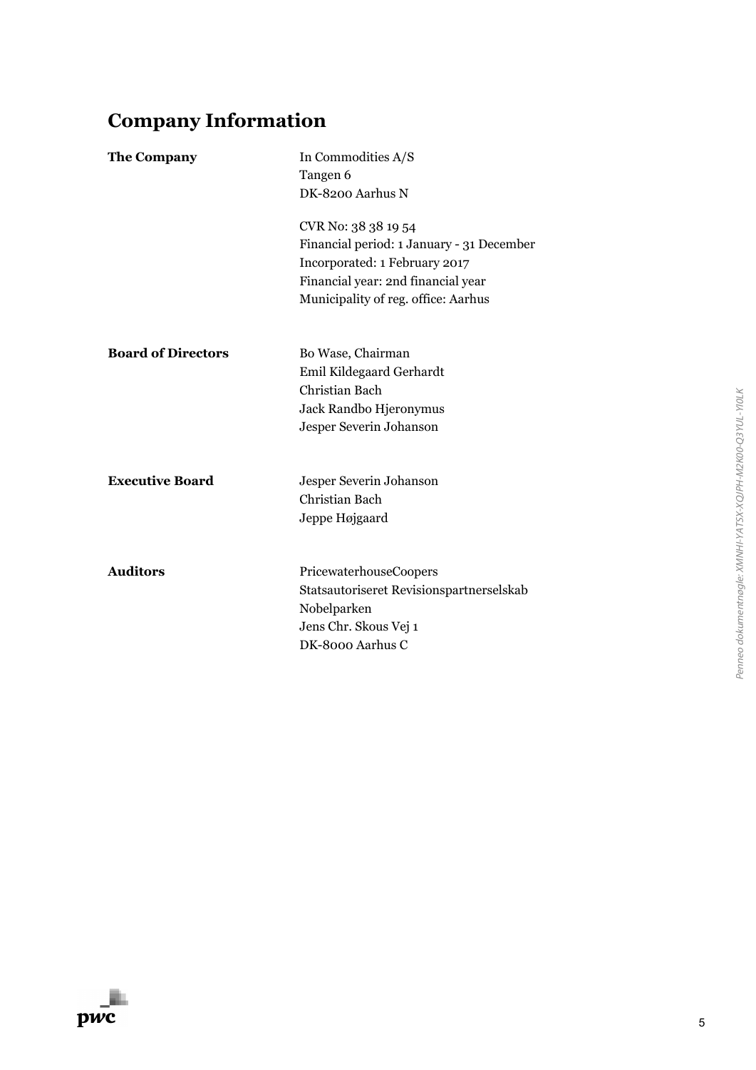# Company Information

| | |
|---|---|
| **The Company** | In Commodities A/S<br>Tangen 6<br>DK-8200 Aarhus N |
| | CVR No: 38 38 19 54<br>Financial period: 1 January - 31 December<br>Incorporated: 1 February 2017<br>Financial year: 2nd financial year<br>Municipality of reg. office: Aarhus |
| **Board of Directors** | Bo Wase, Chairman<br>Emil Kildegaard Gerhardt<br>Christian Bach<br>Jack Randbo Hjeronymus<br>Jesper Severin Johanson |
| **Executive Board** | Jesper Severin Johanson<br>Christian Bach<br>Jeppe Højgaard |
| **Auditors** | PricewaterhouseCoopers<br>Statsautoriseret Revisionspartnerselskab<br>Nobelparken<br>Jens Chr. Skous Vej 1<br>DK-8000 Aarhus C |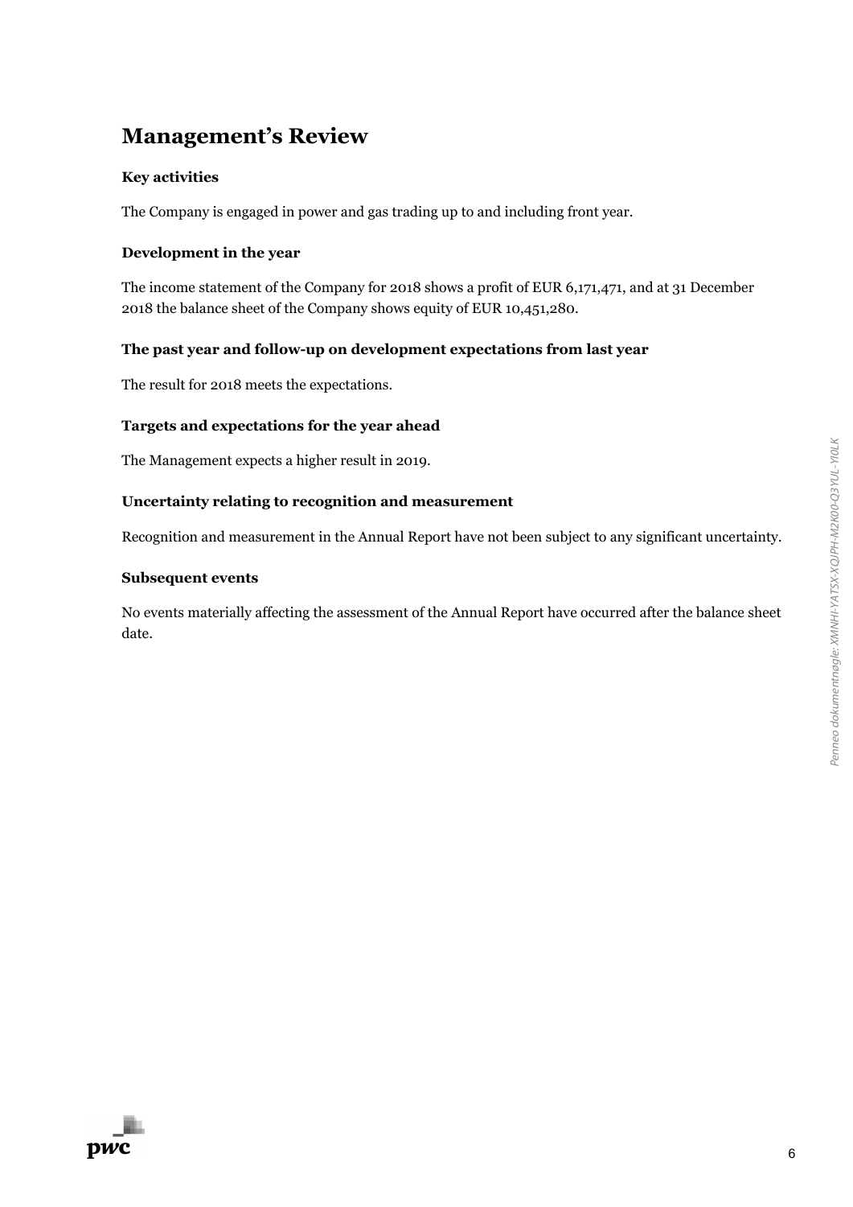# Management's Review

### Key activities

The Company is engaged in power and gas trading up to and including front year.

### Development in the year

The income statement of the Company for 2018 shows a profit of EUR 6,171,471, and at 31 December 2018 the balance sheet of the Company shows equity of EUR 10,451,280.

### The past year and follow-up on development expectations from last year

The result for 2018 meets the expectations.

### Targets and expectations for the year ahead

The Management expects a higher result in 2019.

### Uncertainty relating to recognition and measurement

Recognition and measurement in the Annual Report have not been subject to any significant uncertainty.

### Subsequent events

No events materially affecting the assessment of the Annual Report have occurred after the balance sheet date.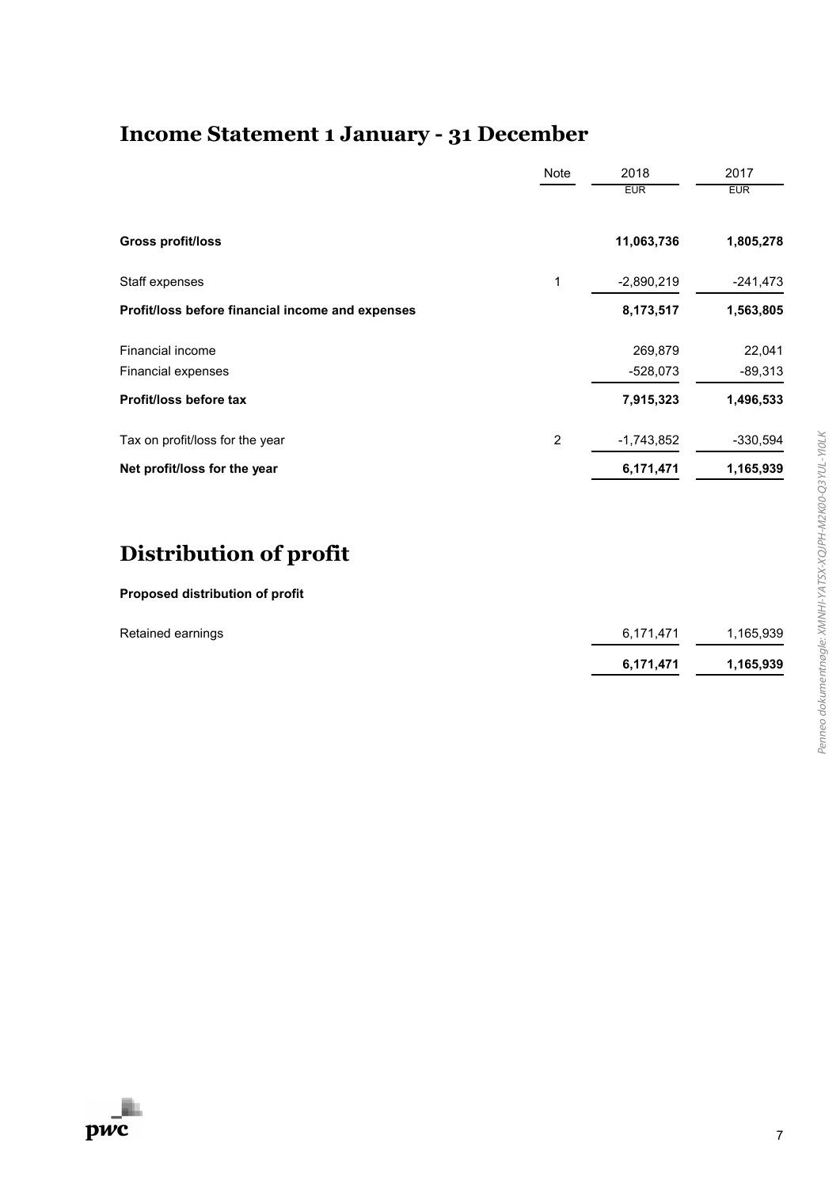# Income Statement 1 January - 31 December

| | Note | 2018 | 2017 |
|---|---|---|---|
| | | EUR | EUR |
| **Gross profit/loss** | | **11,063,736** | **1,805,278** |
| Staff expenses | 1 | -2,890,219 | -241,473 |
| **Profit/loss before financial income and expenses** | | **8,173,517** | **1,563,805** |
| Financial income | | 269,879 | 22,041 |
| Financial expenses | | -528,073 | -89,313 |
| **Profit/loss before tax** | | **7,915,323** | **1,496,533** |
| Tax on profit/loss for the year | 2 | -1,743,852 | -330,594 |
| **Net profit/loss for the year** | | **6,171,471** | **1,165,939** |

# Distribution of profit

**Proposed distribution of profit**

| | | |
|---|---|---|
| Retained earnings | 6,171,471 | 1,165,939 |
| | **6,171,471** | **1,165,939** |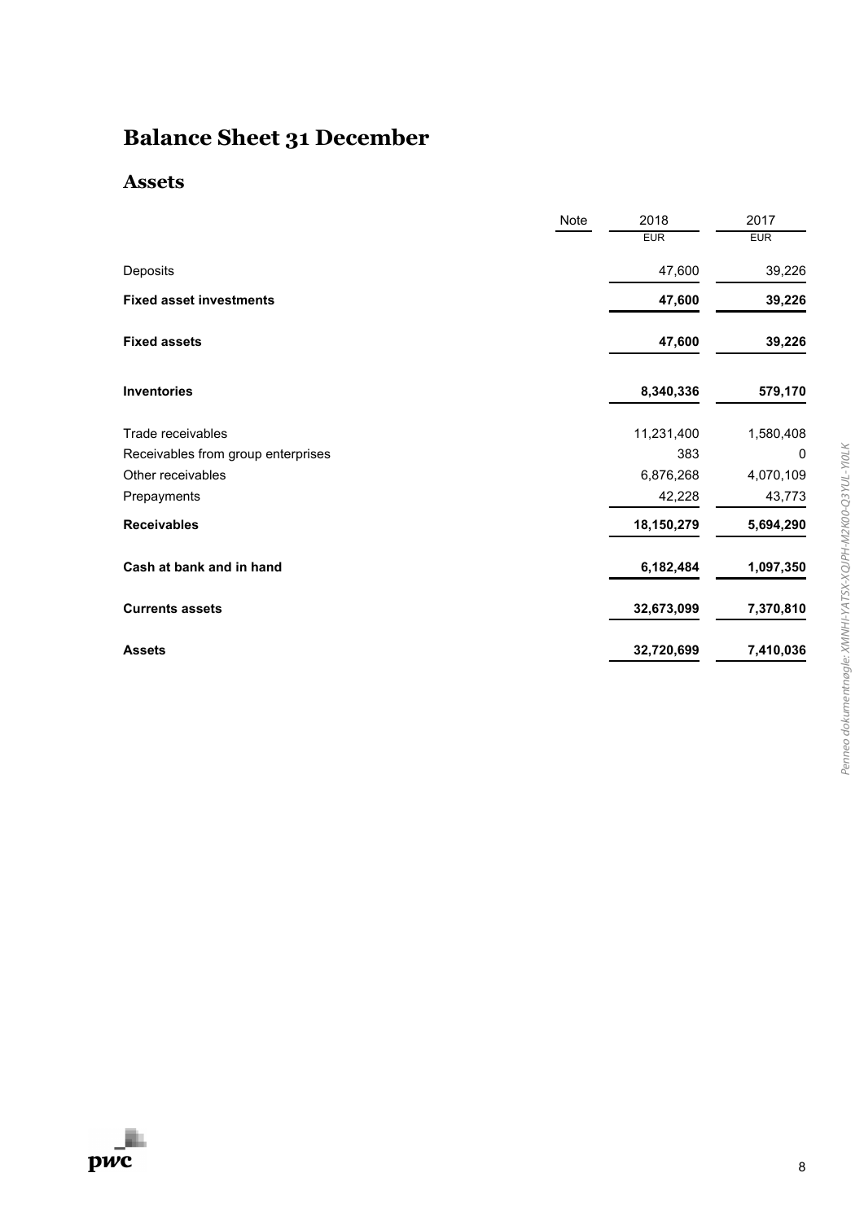# Balance Sheet 31 December

## Assets

| | Note | 2018 | 2017 |
|---|---|---|---|
| | | EUR | EUR |
| Deposits | | 47,600 | 39,226 |
| **Fixed asset investments** | | **47,600** | **39,226** |
| **Fixed assets** | | **47,600** | **39,226** |
| **Inventories** | | **8,340,336** | **579,170** |
| Trade receivables | | 11,231,400 | 1,580,408 |
| Receivables from group enterprises | | 383 | 0 |
| Other receivables | | 6,876,268 | 4,070,109 |
| Prepayments | | 42,228 | 43,773 |
| **Receivables** | | **18,150,279** | **5,694,290** |
| **Cash at bank and in hand** | | **6,182,484** | **1,097,350** |
| **Currents assets** | | **32,673,099** | **7,370,810** |
| **Assets** | | **32,720,699** | **7,410,036** |

Penneo dokumentnøgle: XMNHI-YATSX-XQJPH-M2K00-Q3YUL-YI0LK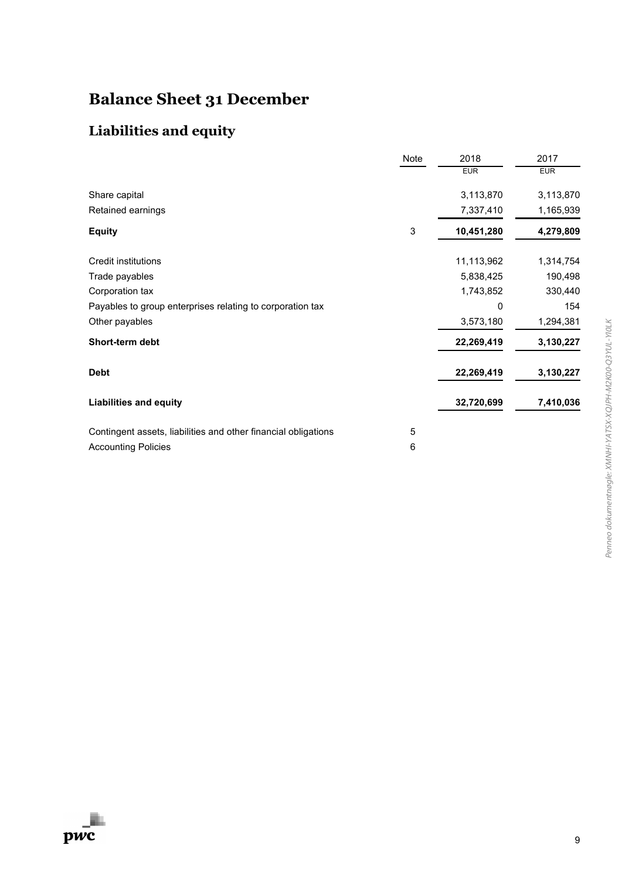# Balance Sheet 31 December

## Liabilities and equity

| | Note | 2018 | 2017 |
|---|---|---|---|
| | | EUR | EUR |
| Share capital | | 3,113,870 | 3,113,870 |
| Retained earnings | | 7,337,410 | 1,165,939 |
| **Equity** | 3 | **10,451,280** | **4,279,809** |
| Credit institutions | | 11,113,962 | 1,314,754 |
| Trade payables | | 5,838,425 | 190,498 |
| Corporation tax | | 1,743,852 | 330,440 |
| Payables to group enterprises relating to corporation tax | | 0 | 154 |
| Other payables | | 3,573,180 | 1,294,381 |
| **Short-term debt** | | **22,269,419** | **3,130,227** |
| **Debt** | | **22,269,419** | **3,130,227** |
| **Liabilities and equity** | | **32,720,699** | **7,410,036** |
| Contingent assets, liabilities and other financial obligations | 5 | | |
| Accounting Policies | 6 | | |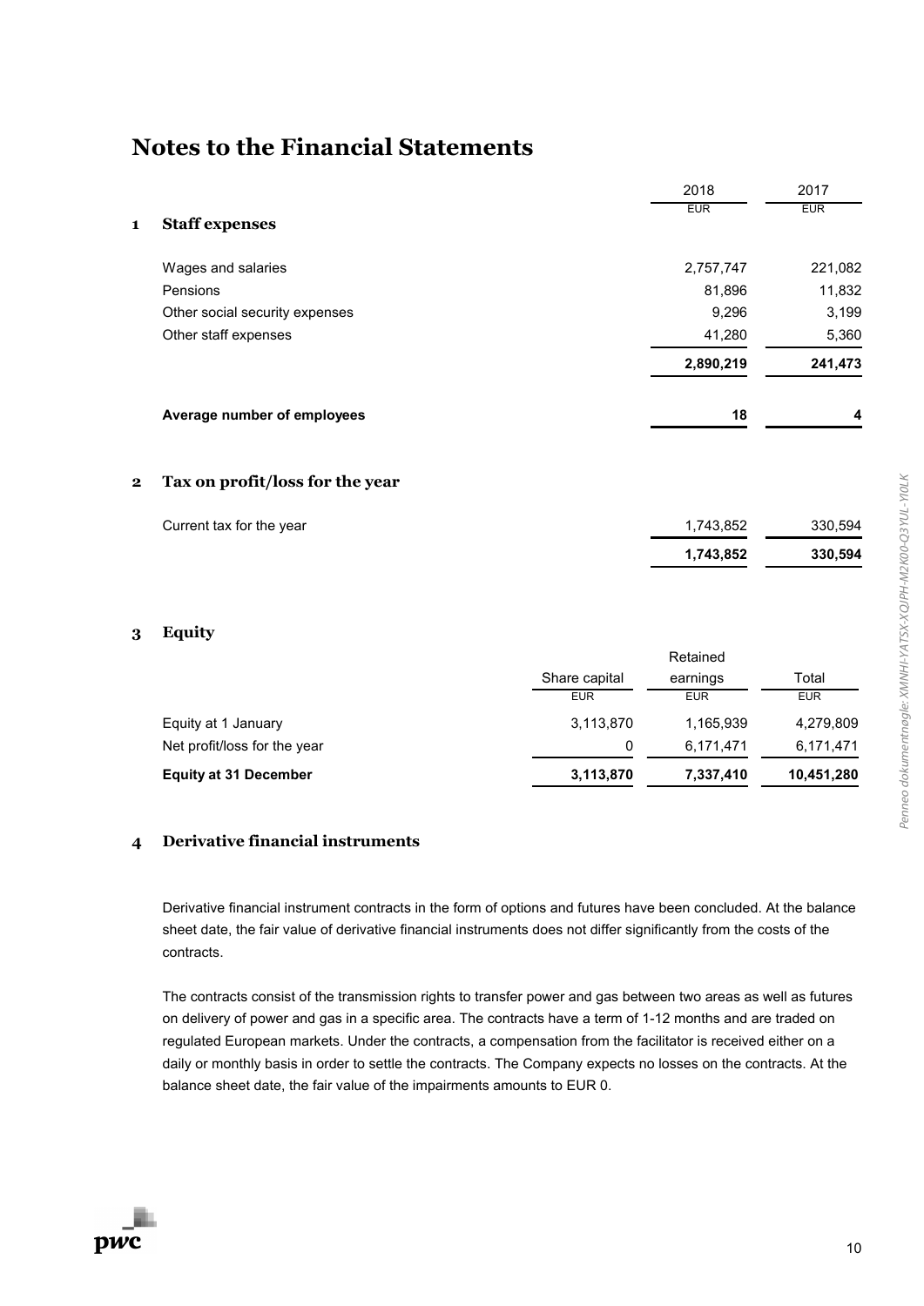# Notes to the Financial Statements

| | | 2018 | 2017 |
|---|---|---|---|
| | | EUR | EUR |
| **1** | **Staff expenses** | | |
| | Wages and salaries | 2,757,747 | 221,082 |
| | Pensions | 81,896 | 11,832 |
| | Other social security expenses | 9,296 | 3,199 |
| | Other staff expenses | 41,280 | 5,360 |
| | | **2,890,219** | **241,473** |
| | **Average number of employees** | **18** | **4** |

## 2 Tax on profit/loss for the year

| | 2018 | 2017 |
|---|---|---|
| Current tax for the year | 1,743,852 | 330,594 |
| | **1,743,852** | **330,594** |

## 3 Equity

| | Share capital | Retained earnings | Total |
|---|---|---|---|
| | EUR | EUR | EUR |
| Equity at 1 January | 3,113,870 | 1,165,939 | 4,279,809 |
| Net profit/loss for the year | 0 | 6,171,471 | 6,171,471 |
| **Equity at 31 December** | **3,113,870** | **7,337,410** | **10,451,280** |

## 4 Derivative financial instruments

Derivative financial instrument contracts in the form of options and futures have been concluded. At the balance sheet date, the fair value of derivative financial instruments does not differ significantly from the costs of the contracts.

The contracts consist of the transmission rights to transfer power and gas between two areas as well as futures on delivery of power and gas in a specific area. The contracts have a term of 1-12 months and are traded on regulated European markets. Under the contracts, a compensation from the facilitator is received either on a daily or monthly basis in order to settle the contracts. The Company expects no losses on the contracts. At the balance sheet date, the fair value of the impairments amounts to EUR 0.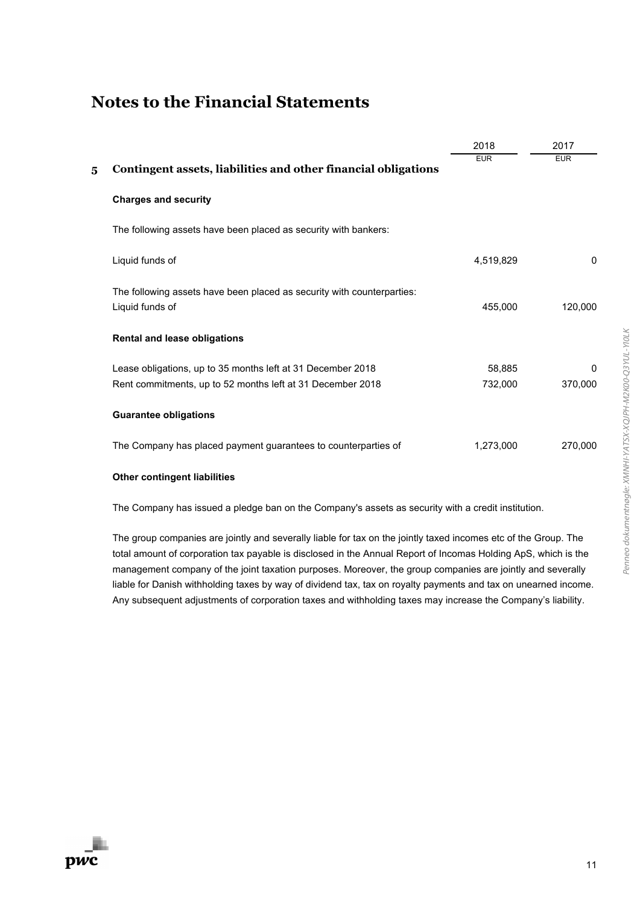# Notes to the Financial Statements

| | | 2018 | 2017 |
|---|---|---|---|
| | | EUR | EUR |
| **5** | **Contingent assets, liabilities and other financial obligations** | | |
| | **Charges and security** | | |
| | The following assets have been placed as security with bankers: | | |
| | Liquid funds of | 4,519,829 | 0 |
| | The following assets have been placed as security with counterparties: | | |
| | Liquid funds of | 455,000 | 120,000 |
| | **Rental and lease obligations** | | |
| | Lease obligations, up to 35 months left at 31 December 2018 | 58,885 | 0 |
| | Rent commitments, up to 52 months left at 31 December 2018 | 732,000 | 370,000 |
| | **Guarantee obligations** | | |
| | The Company has placed payment guarantees to counterparties of | 1,273,000 | 270,000 |

**Other contingent liabilities**

The Company has issued a pledge ban on the Company's assets as security with a credit institution.

The group companies are jointly and severally liable for tax on the jointly taxed incomes etc of the Group. The total amount of corporation tax payable is disclosed in the Annual Report of Incomas Holding ApS, which is the management company of the joint taxation purposes. Moreover, the group companies are jointly and severally liable for Danish withholding taxes by way of dividend tax, tax on royalty payments and tax on unearned income. Any subsequent adjustments of corporation taxes and withholding taxes may increase the Company's liability.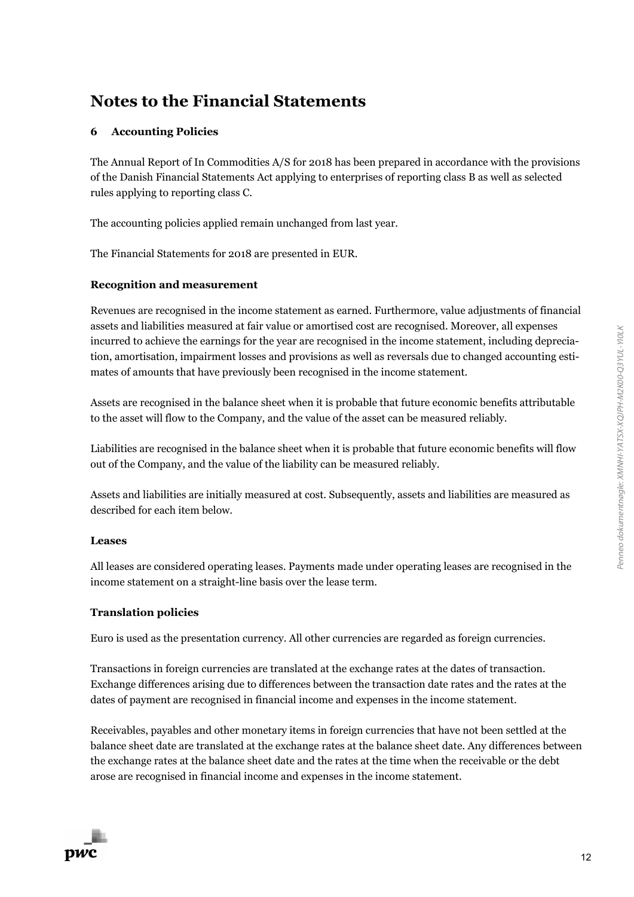# Notes to the Financial Statements

### 6 Accounting Policies

The Annual Report of In Commodities A/S for 2018 has been prepared in accordance with the provisions of the Danish Financial Statements Act applying to enterprises of reporting class B as well as selected rules applying to reporting class C.

The accounting policies applied remain unchanged from last year.

The Financial Statements for 2018 are presented in EUR.

**Recognition and measurement**

Revenues are recognised in the income statement as earned. Furthermore, value adjustments of financial assets and liabilities measured at fair value or amortised cost are recognised. Moreover, all expenses incurred to achieve the earnings for the year are recognised in the income statement, including depreciation, amortisation, impairment losses and provisions as well as reversals due to changed accounting estimates of amounts that have previously been recognised in the income statement.

Assets are recognised in the balance sheet when it is probable that future economic benefits attributable to the asset will flow to the Company, and the value of the asset can be measured reliably.

Liabilities are recognised in the balance sheet when it is probable that future economic benefits will flow out of the Company, and the value of the liability can be measured reliably.

Assets and liabilities are initially measured at cost. Subsequently, assets and liabilities are measured as described for each item below.

**Leases**

All leases are considered operating leases. Payments made under operating leases are recognised in the income statement on a straight-line basis over the lease term.

**Translation policies**

Euro is used as the presentation currency. All other currencies are regarded as foreign currencies.

Transactions in foreign currencies are translated at the exchange rates at the dates of transaction. Exchange differences arising due to differences between the transaction date rates and the rates at the dates of payment are recognised in financial income and expenses in the income statement.

Receivables, payables and other monetary items in foreign currencies that have not been settled at the balance sheet date are translated at the exchange rates at the balance sheet date. Any differences between the exchange rates at the balance sheet date and the rates at the time when the receivable or the debt arose are recognised in financial income and expenses in the income statement.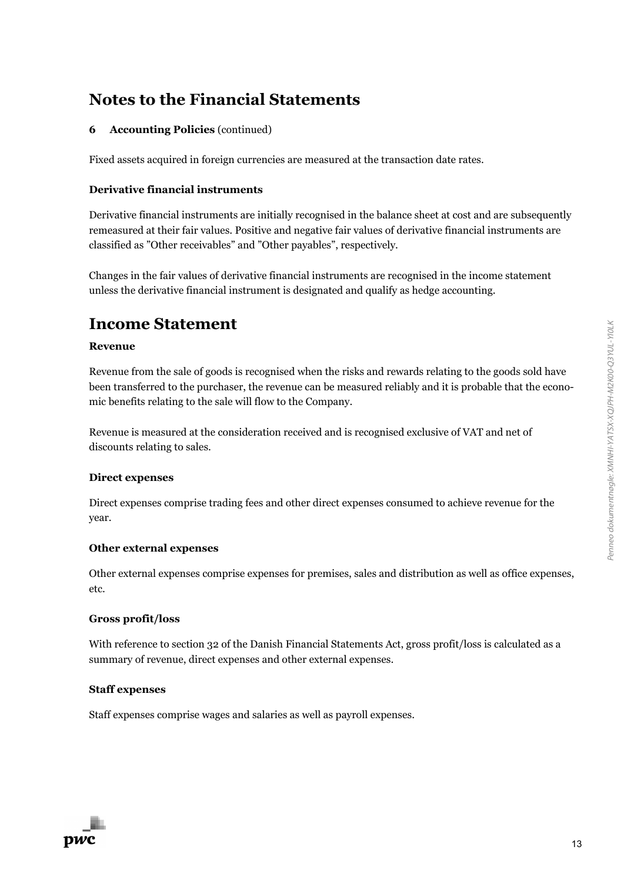# Notes to the Financial Statements

**6 Accounting Policies** (continued)

Fixed assets acquired in foreign currencies are measured at the transaction date rates.

### Derivative financial instruments

Derivative financial instruments are initially recognised in the balance sheet at cost and are subsequently remeasured at their fair values. Positive and negative fair values of derivative financial instruments are classified as ”Other receivables” and ”Other payables”, respectively.

Changes in the fair values of derivative financial instruments are recognised in the income statement unless the derivative financial instrument is designated and qualify as hedge accounting.

# Income Statement

### Revenue

Revenue from the sale of goods is recognised when the risks and rewards relating to the goods sold have been transferred to the purchaser, the revenue can be measured reliably and it is probable that the economic benefits relating to the sale will flow to the Company.

Revenue is measured at the consideration received and is recognised exclusive of VAT and net of discounts relating to sales.

### Direct expenses

Direct expenses comprise trading fees and other direct expenses consumed to achieve revenue for the year.

### Other external expenses

Other external expenses comprise expenses for premises, sales and distribution as well as office expenses, etc.

### Gross profit/loss

With reference to section 32 of the Danish Financial Statements Act, gross profit/loss is calculated as a summary of revenue, direct expenses and other external expenses.

### Staff expenses

Staff expenses comprise wages and salaries as well as payroll expenses.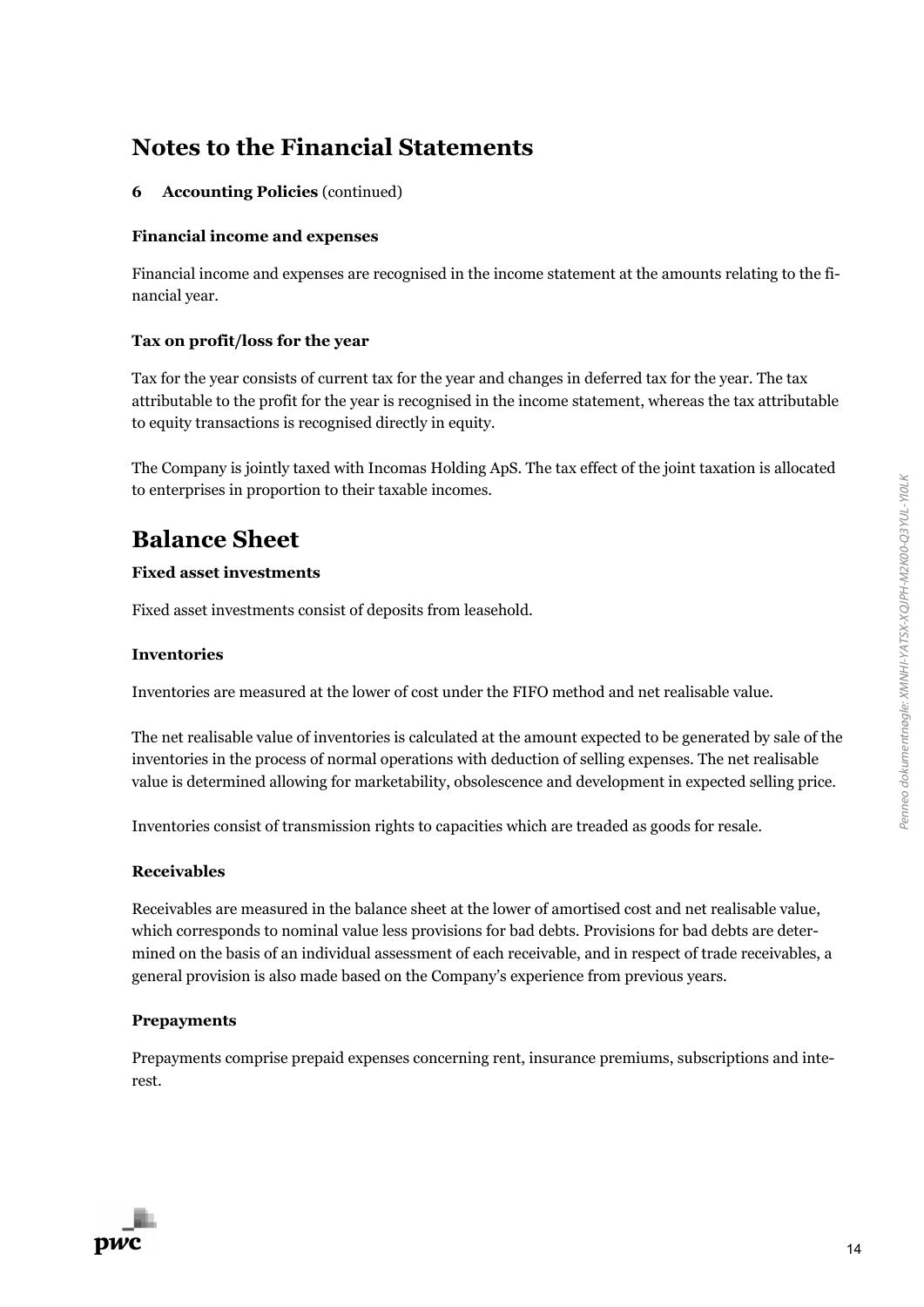# Notes to the Financial Statements

**6 Accounting Policies** (continued)

### Financial income and expenses

Financial income and expenses are recognised in the income statement at the amounts relating to the financial year.

### Tax on profit/loss for the year

Tax for the year consists of current tax for the year and changes in deferred tax for the year. The tax attributable to the profit for the year is recognised in the income statement, whereas the tax attributable to equity transactions is recognised directly in equity.

The Company is jointly taxed with Incomas Holding ApS. The tax effect of the joint taxation is allocated to enterprises in proportion to their taxable incomes.

# Balance Sheet

### Fixed asset investments

Fixed asset investments consist of deposits from leasehold.

### Inventories

Inventories are measured at the lower of cost under the FIFO method and net realisable value.

The net realisable value of inventories is calculated at the amount expected to be generated by sale of the inventories in the process of normal operations with deduction of selling expenses. The net realisable value is determined allowing for marketability, obsolescence and development in expected selling price.

Inventories consist of transmission rights to capacities which are treaded as goods for resale.

### Receivables

Receivables are measured in the balance sheet at the lower of amortised cost and net realisable value, which corresponds to nominal value less provisions for bad debts. Provisions for bad debts are determined on the basis of an individual assessment of each receivable, and in respect of trade receivables, a general provision is also made based on the Company's experience from previous years.

### Prepayments

Prepayments comprise prepaid expenses concerning rent, insurance premiums, subscriptions and interest.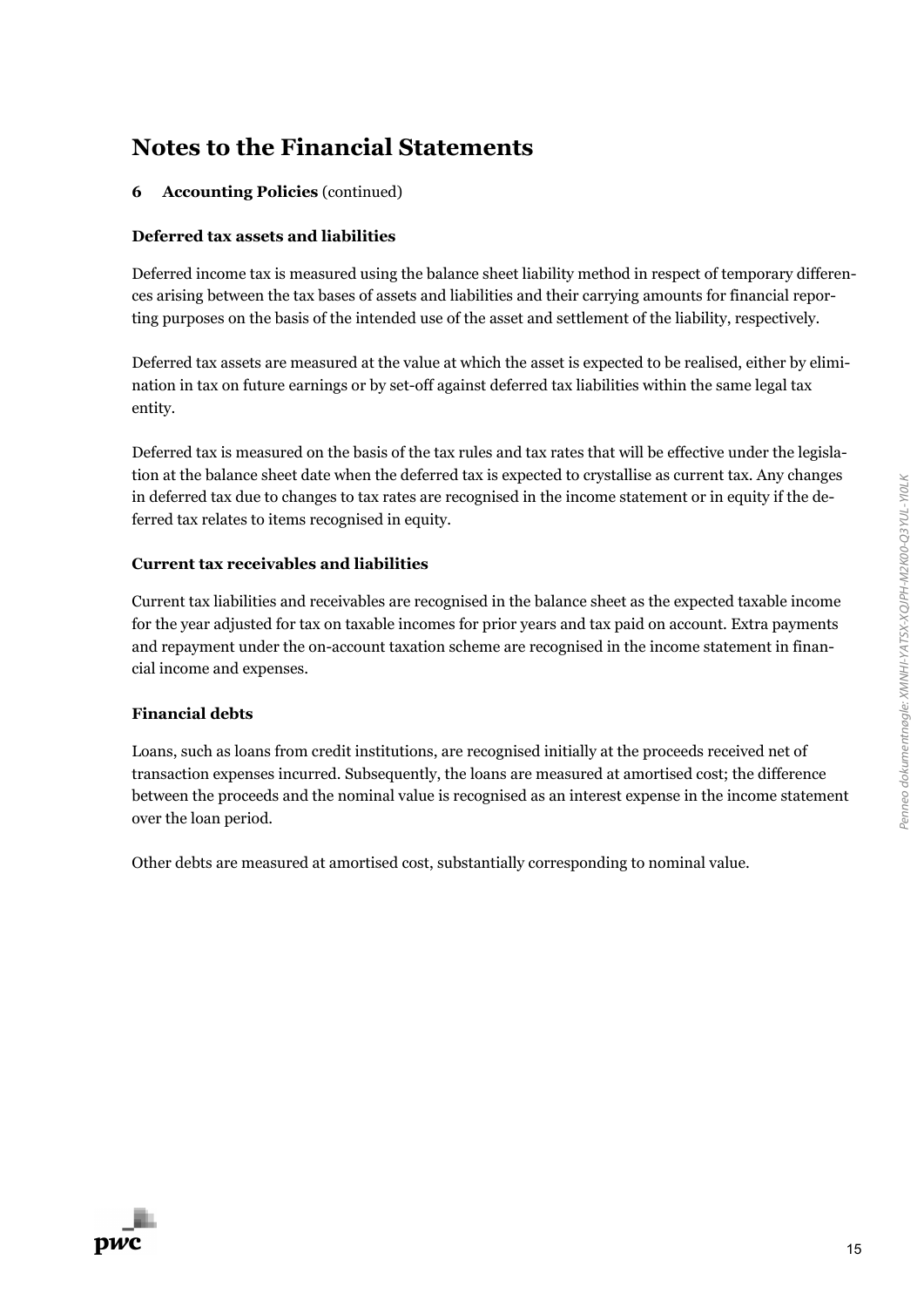# Notes to the Financial Statements

**6 Accounting Policies** (continued)

### Deferred tax assets and liabilities

Deferred income tax is measured using the balance sheet liability method in respect of temporary differences arising between the tax bases of assets and liabilities and their carrying amounts for financial reporting purposes on the basis of the intended use of the asset and settlement of the liability, respectively.

Deferred tax assets are measured at the value at which the asset is expected to be realised, either by elimination in tax on future earnings or by set-off against deferred tax liabilities within the same legal tax entity.

Deferred tax is measured on the basis of the tax rules and tax rates that will be effective under the legislation at the balance sheet date when the deferred tax is expected to crystallise as current tax. Any changes in deferred tax due to changes to tax rates are recognised in the income statement or in equity if the deferred tax relates to items recognised in equity.

### Current tax receivables and liabilities

Current tax liabilities and receivables are recognised in the balance sheet as the expected taxable income for the year adjusted for tax on taxable incomes for prior years and tax paid on account. Extra payments and repayment under the on-account taxation scheme are recognised in the income statement in financial income and expenses.

### Financial debts

Loans, such as loans from credit institutions, are recognised initially at the proceeds received net of transaction expenses incurred. Subsequently, the loans are measured at amortised cost; the difference between the proceeds and the nominal value is recognised as an interest expense in the income statement over the loan period.

Other debts are measured at amortised cost, substantially corresponding to nominal value.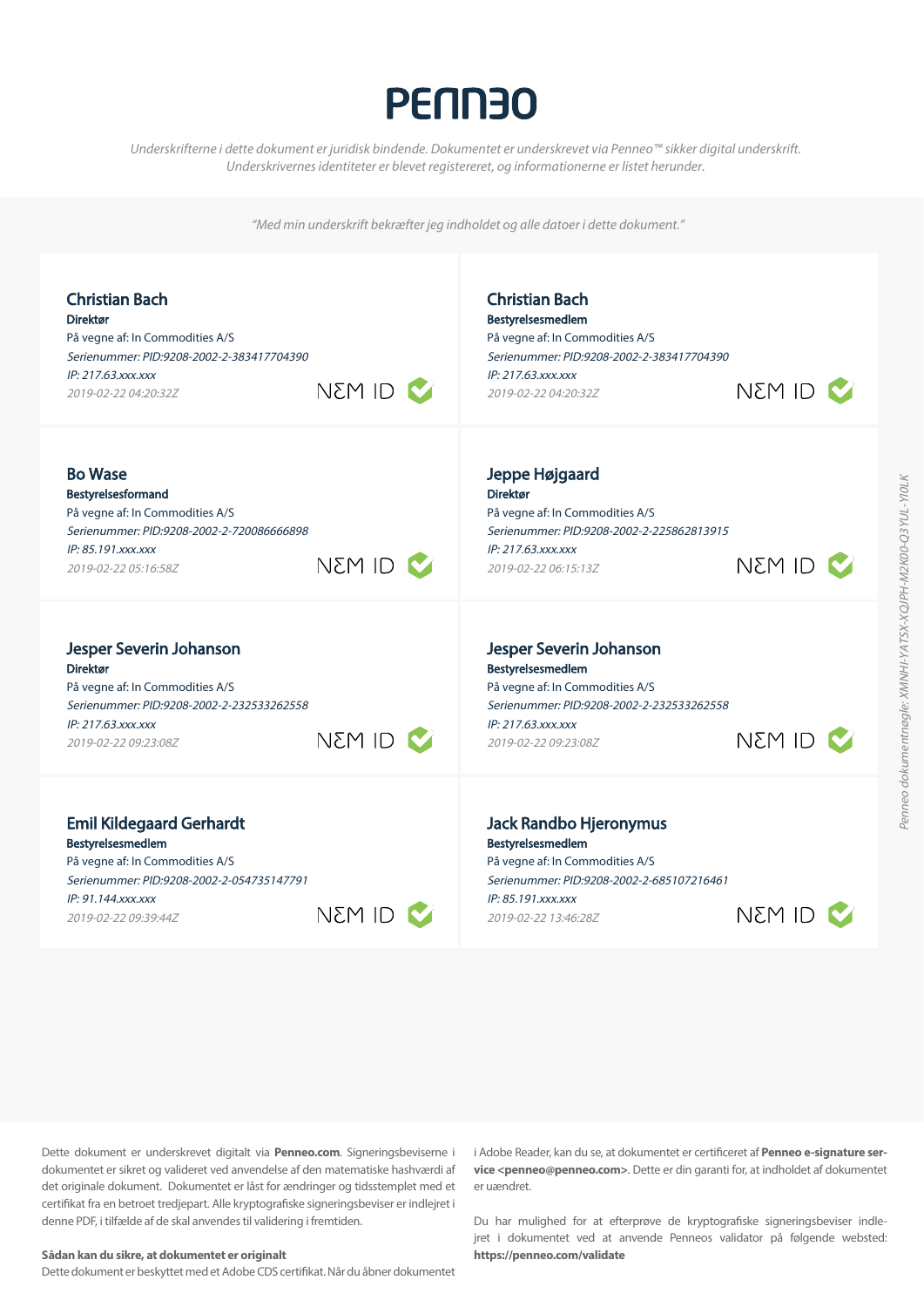# PENN3O

*Underskrifterne i dette dokument er juridisk bindende. Dokumentet er underskrevet via Penneo™ sikker digital underskrift. Underskrivernes identiteter er blevet registereret, og informationerne er listet herunder.*

*"Med min underskrift bekræfter jeg indholdet og alle datoer i dette dokument."*

**Christian Bach**
**Direktør**
På vegne af: In Commodities A/S
*Serienummer: PID:9208-2002-2-383417704390*
*IP: 217.63.xxx.xxx*
*2019-02-22 04:20:32Z*
NEM ID

**Christian Bach**
**Bestyrelsesmedlem**
På vegne af: In Commodities A/S
*Serienummer: PID:9208-2002-2-383417704390*
*IP: 217.63.xxx.xxx*
*2019-02-22 04:20:32Z*
NEM ID

**Bo Wase**
**Bestyrelsesformand**
På vegne af: In Commodities A/S
*Serienummer: PID:9208-2002-2-720086666898*
*IP: 85.191.xxx.xxx*
*2019-02-22 05:16:58Z*
NEM ID

**Jeppe Højgaard**
**Direktør**
På vegne af: In Commodities A/S
*Serienummer: PID:9208-2002-2-225862813915*
*IP: 217.63.xxx.xxx*
*2019-02-22 06:15:13Z*
NEM ID

**Jesper Severin Johanson**
**Direktør**
På vegne af: In Commodities A/S
*Serienummer: PID:9208-2002-2-232533262558*
*IP: 217.63.xxx.xxx*
*2019-02-22 09:23:08Z*
NEM ID

**Jesper Severin Johanson**
**Bestyrelsesmedlem**
På vegne af: In Commodities A/S
*Serienummer: PID:9208-2002-2-232533262558*
*IP: 217.63.xxx.xxx*
*2019-02-22 09:23:08Z*
NEM ID

**Emil Kildegaard Gerhardt**
**Bestyrelsesmedlem**
På vegne af: In Commodities A/S
*Serienummer: PID:9208-2002-2-054735147791*
*IP: 91.144.xxx.xxx*
*2019-02-22 09:39:44Z*
NEM ID

**Jack Randbo Hjeronymus**
**Bestyrelsesmedlem**
På vegne af: In Commodities A/S
*Serienummer: PID:9208-2002-2-685107216461*
*IP: 85.191.xxx.xxx*
*2019-02-22 13:46:28Z*
NEM ID

*Penneo dokumentnøgle: XMNHI-YATSX-XOJPH-M2K00-Q3YUL-Y10LK*

Dette dokument er underskrevet digitalt via **Penneo.com**. Signeringsbeviserne i dokumentet er sikret og valideret ved anvendelse af den matematiske hashværdi af det originale dokument. Dokumentet er låst for ændringer og tidsstemplet med et certifikat fra en betroet tredjepart. Alle kryptografiske signeringsbeviser er indlejret i denne PDF, i tilfælde af de skal anvendes til validering i fremtiden.

**Sådan kan du sikre, at dokumentet er originalt**
Dette dokument er beskyttet med et Adobe CDS certifikat. Når du åbner dokumentet i Adobe Reader, kan du se, at dokumentet er certificeret af **Penneo e-signature service <penneo@penneo.com>**. Dette er din garanti for, at indholdet af dokumentet er uændret.

Du har mulighed for at efterprøve de kryptografiske signeringsbeviser indlejret i dokumentet ved at anvende Penneos validator på følgende websted: **https://penneo.com/validate**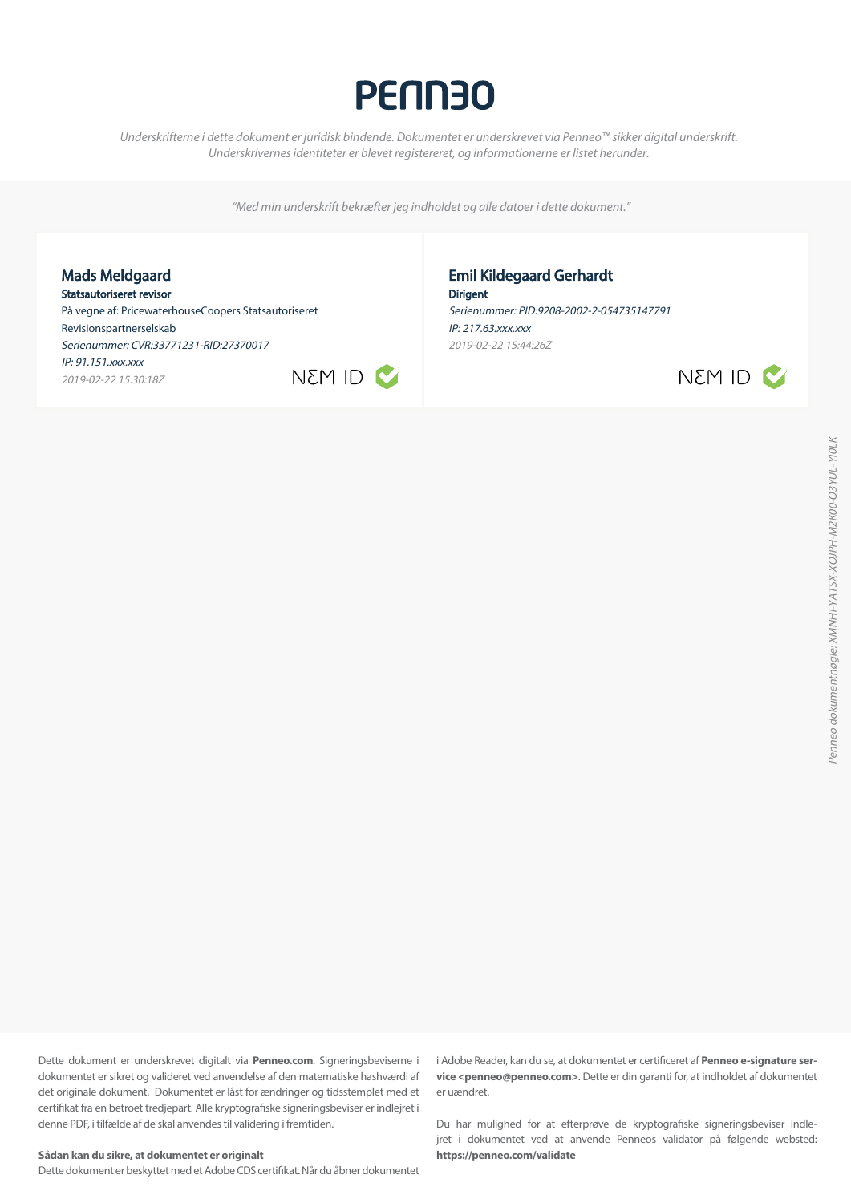# PENNEO

*Underskrifterne i dette dokument er juridisk bindende. Dokumentet er underskrevet via Penneo™ sikker digital underskrift. Underskrivernes identiteter er blevet registereret, og informationerne er listet herunder.*

*"Med min underskrift bekræfter jeg indholdet og alle datoer i dette dokument."*

**Mads Meldgaard**
**Statsautoriseret revisor**
På vegne af: PricewaterhouseCoopers Statsautoriseret Revisionspartnerselskab
*Serienummer: CVR:33771231-RID:27370017*
*IP: 91.151.xxx.xxx*
*2019-02-22 15:30:18Z*

NEM ID

**Emil Kildegaard Gerhardt**
**Dirigent**
*Serienummer: PID:9208-2002-2-054735147791*
*IP: 217.63.xxx.xxx*
*2019-02-22 15:44:26Z*

NEM ID

*Penneo dokumentnøgle: XMNHI-YATSX-XQJPH-M2K00-Q3YUL-Y10LK*

Dette dokument er underskrevet digitalt via **Penneo.com**. Signeringsbeviserne i dokumentet er sikret og valideret ved anvendelse af den matematiske hashværdi af det originale dokument. Dokumentet er låst for ændringer og tidsstemplet med et certifikat fra en betroet tredjepart. Alle kryptografiske signeringsbeviser er indlejret i denne PDF, i tilfælde af de skal anvendes til validering i fremtiden.

**Sådan kan du sikre, at dokumentet er originalt**

Dette dokument er beskyttet med et Adobe CDS certifikat. Når du åbner dokumentet i Adobe Reader, kan du se, at dokumentet er certificeret af **Penneo e-signature service <penneo@penneo.com>**. Dette er din garanti for, at indholdet af dokumentet er uændret.

Du har mulighed for at efterprøve de kryptografiske signeringsbeviser indlejret i dokumentet ved at anvende Penneos validator på følgende websted: **https://penneo.com/validate**